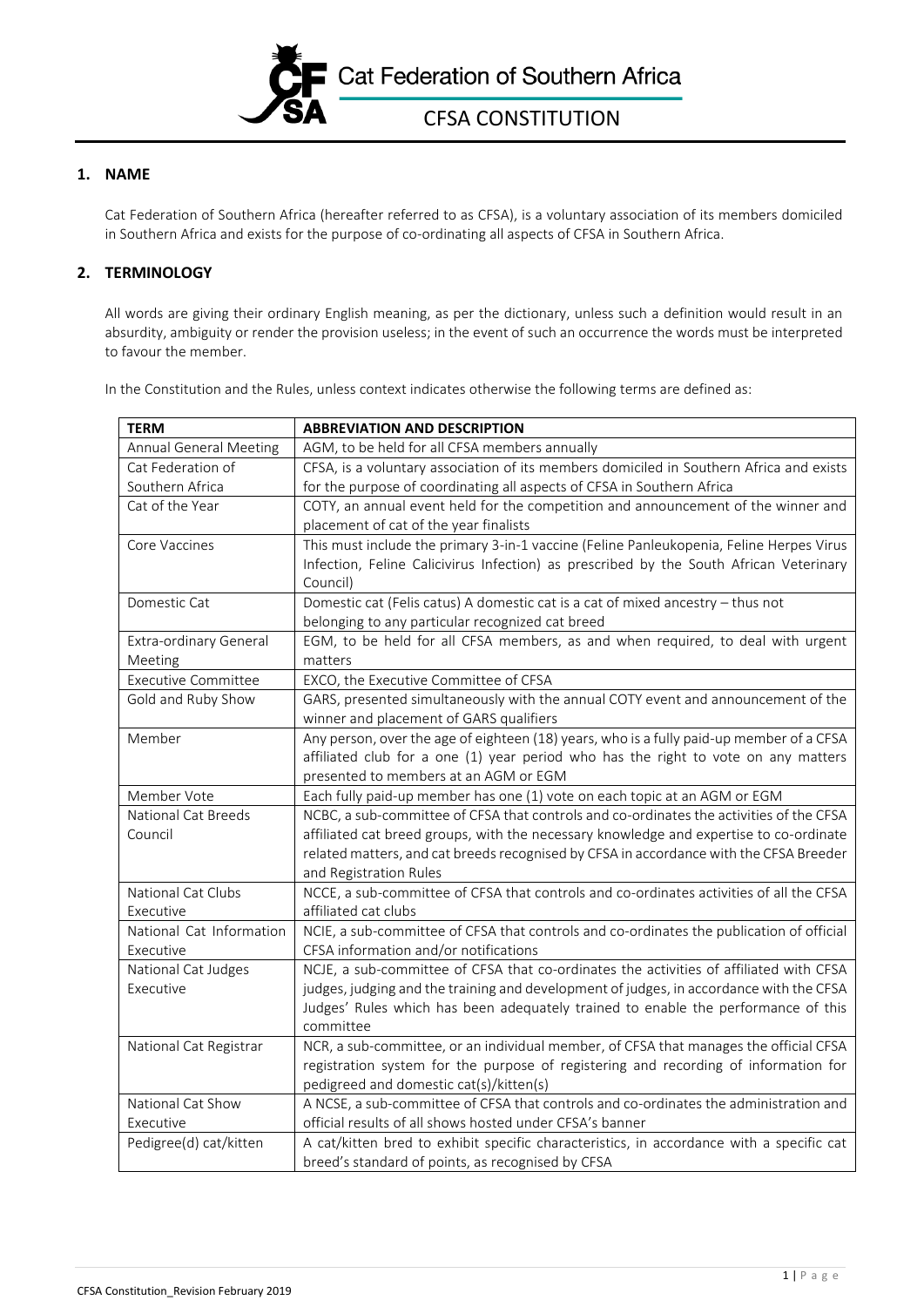# CFSA CONSTITUTION

## 1. NAME

Cat Federation of Southern Africa (hereafter referred to as CFSA), is a voluntary association of its members domiciled in Southern Africa and exists for the purpose of co-ordinating all aspects of CFSA in Southern Africa.

## 2. TERMINOLOGY

All words are giving their ordinary English meaning, as per the dictionary, unless such a definition would result in an absurdity, ambiguity or render the provision useless; in the event of such an occurrence the words must be interpreted to favour the member.

In the Constitution and the Rules, unless context indicates otherwise the following terms are defined as:

| TERM | ABBREVIATION AND DESCRIPTION |
|---|---|
| Annual General Meeting | AGM, to be held for all CFSA members annually |
| Cat Federation of Southern Africa | CFSA, is a voluntary association of its members domiciled in Southern Africa and exists for the purpose of coordinating all aspects of CFSA in Southern Africa |
| Cat of the Year | COTY, an annual event held for the competition and announcement of the winner and placement of cat of the year finalists |
| Core Vaccines | This must include the primary 3-in-1 vaccine (Feline Panleukopenia, Feline Herpes Virus Infection, Feline Calicivirus Infection) as prescribed by the South African Veterinary Council) |
| Domestic Cat | Domestic cat (Felis catus) A domestic cat is a cat of mixed ancestry – thus not belonging to any particular recognized cat breed |
| Extra-ordinary General Meeting | EGM, to be held for all CFSA members, as and when required, to deal with urgent matters |
| Executive Committee | EXCO, the Executive Committee of CFSA |
| Gold and Ruby Show | GARS, presented simultaneously with the annual COTY event and announcement of the winner and placement of GARS qualifiers |
| Member | Any person, over the age of eighteen (18) years, who is a fully paid-up member of a CFSA affiliated club for a one (1) year period who has the right to vote on any matters presented to members at an AGM or EGM |
| Member Vote | Each fully paid-up member has one (1) vote on each topic at an AGM or EGM |
| National Cat Breeds Council | NCBC, a sub-committee of CFSA that controls and co-ordinates the activities of the CFSA affiliated cat breed groups, with the necessary knowledge and expertise to co-ordinate related matters, and cat breeds recognised by CFSA in accordance with the CFSA Breeder and Registration Rules |
| National Cat Clubs Executive | NCCE, a sub-committee of CFSA that controls and co-ordinates activities of all the CFSA affiliated cat clubs |
| National Cat Information Executive | NCIE, a sub-committee of CFSA that controls and co-ordinates the publication of official CFSA information and/or notifications |
| National Cat Judges Executive | NCJE, a sub-committee of CFSA that co-ordinates the activities of affiliated with CFSA judges, judging and the training and development of judges, in accordance with the CFSA Judges' Rules which has been adequately trained to enable the performance of this committee |
| National Cat Registrar | NCR, a sub-committee, or an individual member, of CFSA that manages the official CFSA registration system for the purpose of registering and recording of information for pedigreed and domestic cat(s)/kitten(s) |
| National Cat Show Executive | A NCSE, a sub-committee of CFSA that controls and co-ordinates the administration and official results of all shows hosted under CFSA's banner |
| Pedigree(d) cat/kitten | A cat/kitten bred to exhibit specific characteristics, in accordance with a specific cat breed's standard of points, as recognised by CFSA |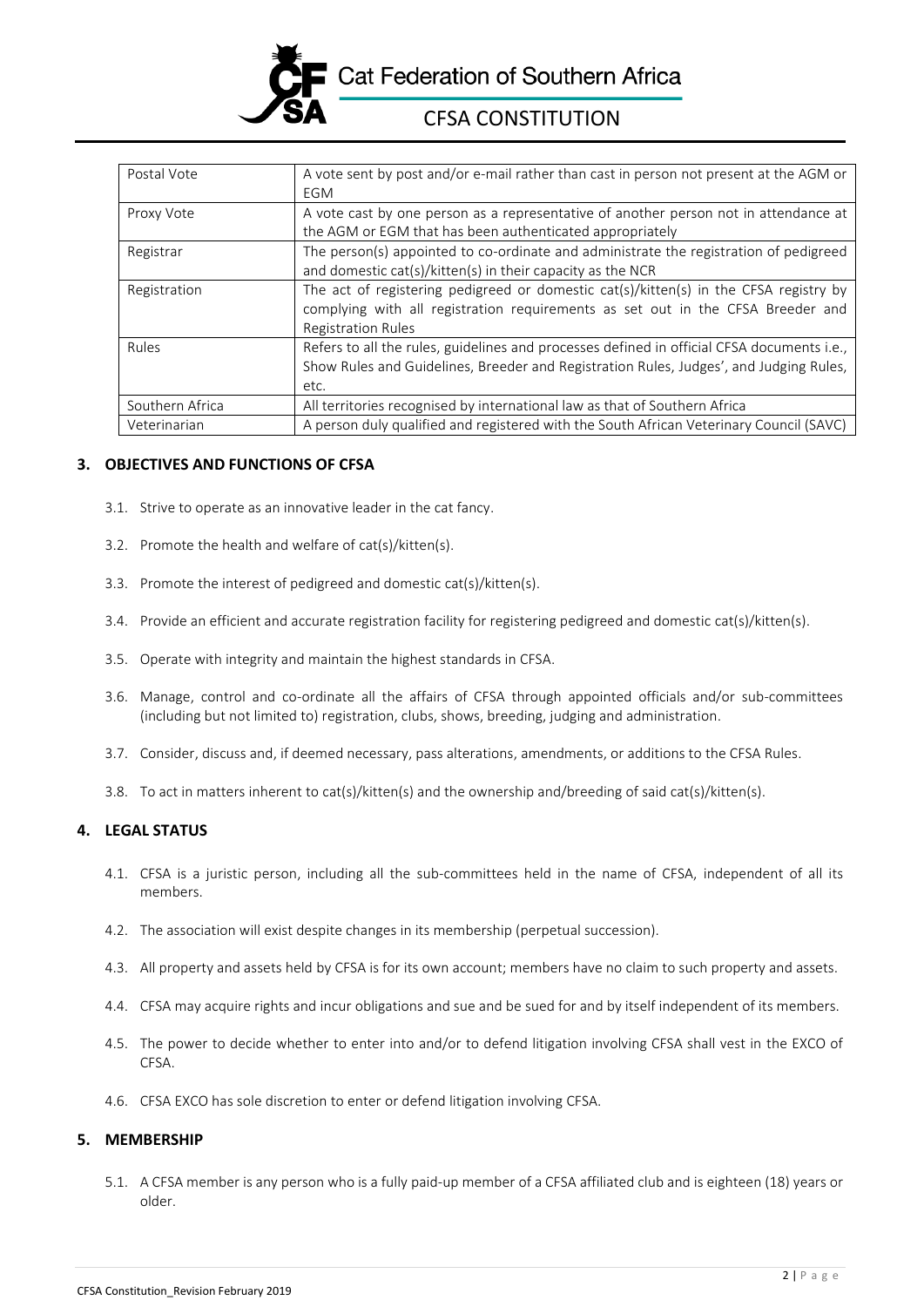| Postal Vote | A vote sent by post and/or e-mail rather than cast in person not present at the AGM or EGM |
|---|---|
| Proxy Vote | A vote cast by one person as a representative of another person not in attendance at the AGM or EGM that has been authenticated appropriately |
| Registrar | The person(s) appointed to co-ordinate and administrate the registration of pedigreed and domestic cat(s)/kitten(s) in their capacity as the NCR |
| Registration | The act of registering pedigreed or domestic cat(s)/kitten(s) in the CFSA registry by complying with all registration requirements as set out in the CFSA Breeder and Registration Rules |
| Rules | Refers to all the rules, guidelines and processes defined in official CFSA documents i.e., Show Rules and Guidelines, Breeder and Registration Rules, Judges', and Judging Rules, etc. |
| Southern Africa | All territories recognised by international law as that of Southern Africa |
| Veterinarian | A person duly qualified and registered with the South African Veterinary Council (SAVC) |

## 3. OBJECTIVES AND FUNCTIONS OF CFSA

3.1. Strive to operate as an innovative leader in the cat fancy.

3.2. Promote the health and welfare of cat(s)/kitten(s).

3.3. Promote the interest of pedigreed and domestic cat(s)/kitten(s).

3.4. Provide an efficient and accurate registration facility for registering pedigreed and domestic cat(s)/kitten(s).

3.5. Operate with integrity and maintain the highest standards in CFSA.

3.6. Manage, control and co-ordinate all the affairs of CFSA through appointed officials and/or sub-committees (including but not limited to) registration, clubs, shows, breeding, judging and administration.

3.7. Consider, discuss and, if deemed necessary, pass alterations, amendments, or additions to the CFSA Rules.

3.8. To act in matters inherent to cat(s)/kitten(s) and the ownership and/breeding of said cat(s)/kitten(s).

## 4. LEGAL STATUS

4.1. CFSA is a juristic person, including all the sub-committees held in the name of CFSA, independent of all its members.

4.2. The association will exist despite changes in its membership (perpetual succession).

4.3. All property and assets held by CFSA is for its own account; members have no claim to such property and assets.

4.4. CFSA may acquire rights and incur obligations and sue and be sued for and by itself independent of its members.

4.5. The power to decide whether to enter into and/or to defend litigation involving CFSA shall vest in the EXCO of CFSA.

4.6. CFSA EXCO has sole discretion to enter or defend litigation involving CFSA.

## 5. MEMBERSHIP

5.1. A CFSA member is any person who is a fully paid-up member of a CFSA affiliated club and is eighteen (18) years or older.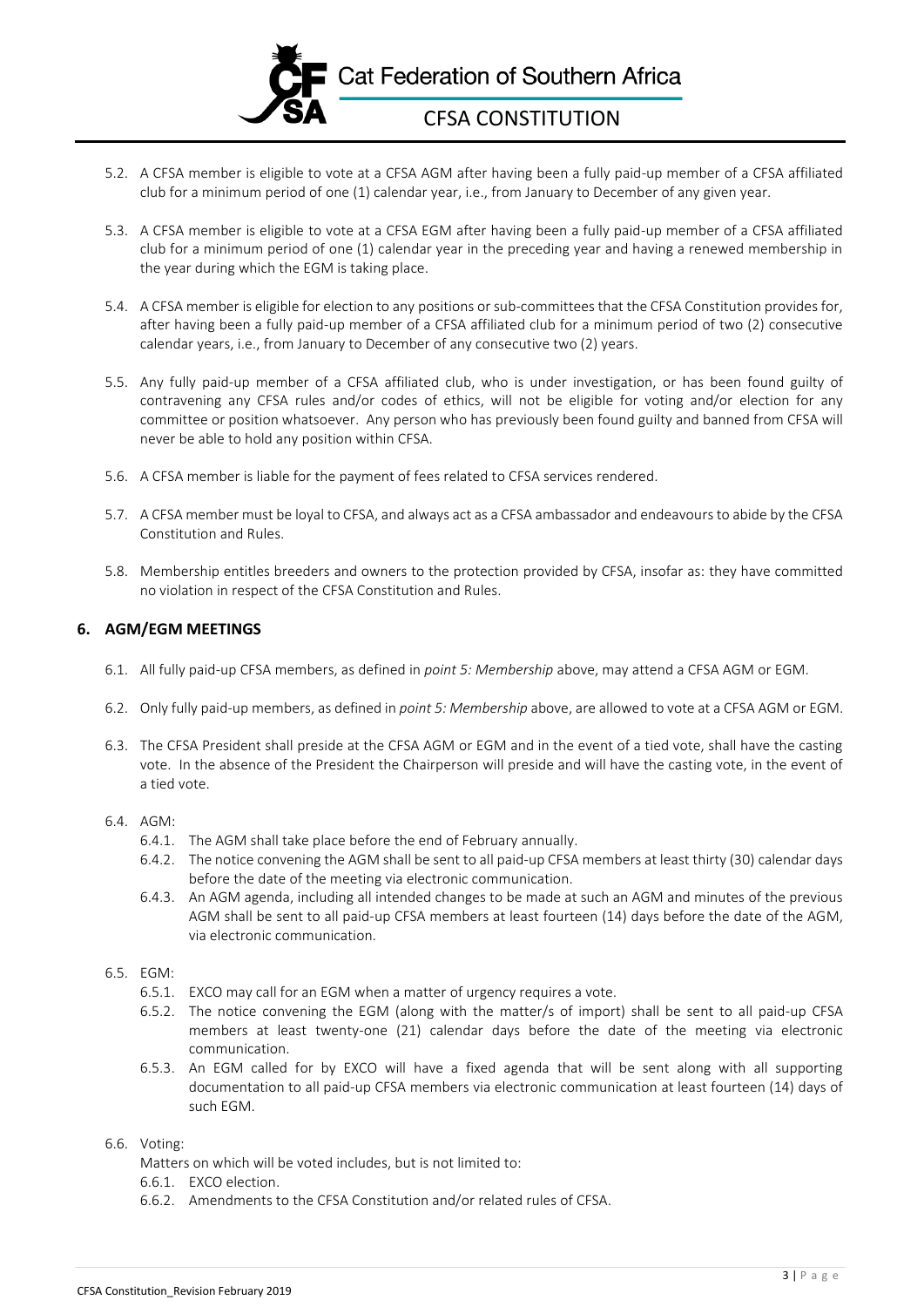5.2. A CFSA member is eligible to vote at a CFSA AGM after having been a fully paid-up member of a CFSA affiliated club for a minimum period of one (1) calendar year, i.e., from January to December of any given year.

5.3. A CFSA member is eligible to vote at a CFSA EGM after having been a fully paid-up member of a CFSA affiliated club for a minimum period of one (1) calendar year in the preceding year and having a renewed membership in the year during which the EGM is taking place.

5.4. A CFSA member is eligible for election to any positions or sub-committees that the CFSA Constitution provides for, after having been a fully paid-up member of a CFSA affiliated club for a minimum period of two (2) consecutive calendar years, i.e., from January to December of any consecutive two (2) years.

5.5. Any fully paid-up member of a CFSA affiliated club, who is under investigation, or has been found guilty of contravening any CFSA rules and/or codes of ethics, will not be eligible for voting and/or election for any committee or position whatsoever. Any person who has previously been found guilty and banned from CFSA will never be able to hold any position within CFSA.

5.6. A CFSA member is liable for the payment of fees related to CFSA services rendered.

5.7. A CFSA member must be loyal to CFSA, and always act as a CFSA ambassador and endeavours to abide by the CFSA Constitution and Rules.

5.8. Membership entitles breeders and owners to the protection provided by CFSA, insofar as: they have committed no violation in respect of the CFSA Constitution and Rules.

## 6. AGM/EGM MEETINGS

6.1. All fully paid-up CFSA members, as defined in *point 5: Membership* above, may attend a CFSA AGM or EGM.

6.2. Only fully paid-up members, as defined in *point 5: Membership* above, are allowed to vote at a CFSA AGM or EGM.

6.3. The CFSA President shall preside at the CFSA AGM or EGM and in the event of a tied vote, shall have the casting vote. In the absence of the President the Chairperson will preside and will have the casting vote, in the event of a tied vote.

6.4. AGM:

- 6.4.1. The AGM shall take place before the end of February annually.
- 6.4.2. The notice convening the AGM shall be sent to all paid-up CFSA members at least thirty (30) calendar days before the date of the meeting via electronic communication.
- 6.4.3. An AGM agenda, including all intended changes to be made at such an AGM and minutes of the previous AGM shall be sent to all paid-up CFSA members at least fourteen (14) days before the date of the AGM, via electronic communication.

6.5. EGM:

- 6.5.1. EXCO may call for an EGM when a matter of urgency requires a vote.
- 6.5.2. The notice convening the EGM (along with the matter/s of import) shall be sent to all paid-up CFSA members at least twenty-one (21) calendar days before the date of the meeting via electronic communication.
- 6.5.3. An EGM called for by EXCO will have a fixed agenda that will be sent along with all supporting documentation to all paid-up CFSA members via electronic communication at least fourteen (14) days of such EGM.

6.6. Voting:

Matters on which will be voted includes, but is not limited to:

- 6.6.1. EXCO election.
- 6.6.2. Amendments to the CFSA Constitution and/or related rules of CFSA.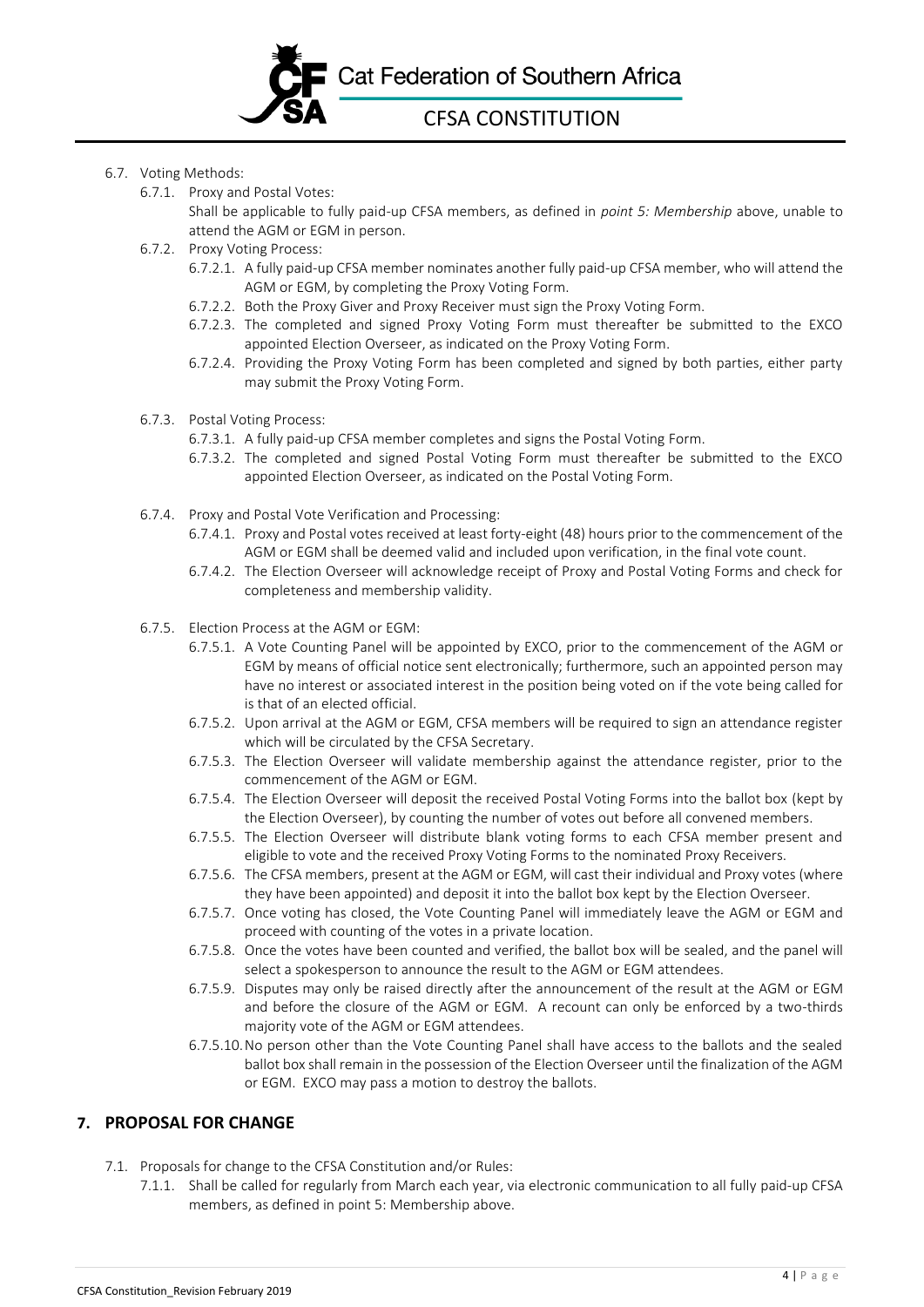- 6.7. Voting Methods:
  - 6.7.1. Proxy and Postal Votes:
    Shall be applicable to fully paid-up CFSA members, as defined in *point 5: Membership* above, unable to attend the AGM or EGM in person.
  - 6.7.2. Proxy Voting Process:
    - 6.7.2.1. A fully paid-up CFSA member nominates another fully paid-up CFSA member, who will attend the AGM or EGM, by completing the Proxy Voting Form.
    - 6.7.2.2. Both the Proxy Giver and Proxy Receiver must sign the Proxy Voting Form.
    - 6.7.2.3. The completed and signed Proxy Voting Form must thereafter be submitted to the EXCO appointed Election Overseer, as indicated on the Proxy Voting Form.
    - 6.7.2.4. Providing the Proxy Voting Form has been completed and signed by both parties, either party may submit the Proxy Voting Form.
  - 6.7.3. Postal Voting Process:
    - 6.7.3.1. A fully paid-up CFSA member completes and signs the Postal Voting Form.
    - 6.7.3.2. The completed and signed Postal Voting Form must thereafter be submitted to the EXCO appointed Election Overseer, as indicated on the Postal Voting Form.
  - 6.7.4. Proxy and Postal Vote Verification and Processing:
    - 6.7.4.1. Proxy and Postal votes received at least forty-eight (48) hours prior to the commencement of the AGM or EGM shall be deemed valid and included upon verification, in the final vote count.
    - 6.7.4.2. The Election Overseer will acknowledge receipt of Proxy and Postal Voting Forms and check for completeness and membership validity.
  - 6.7.5. Election Process at the AGM or EGM:
    - 6.7.5.1. A Vote Counting Panel will be appointed by EXCO, prior to the commencement of the AGM or EGM by means of official notice sent electronically; furthermore, such an appointed person may have no interest or associated interest in the position being voted on if the vote being called for is that of an elected official.
    - 6.7.5.2. Upon arrival at the AGM or EGM, CFSA members will be required to sign an attendance register which will be circulated by the CFSA Secretary.
    - 6.7.5.3. The Election Overseer will validate membership against the attendance register, prior to the commencement of the AGM or EGM.
    - 6.7.5.4. The Election Overseer will deposit the received Postal Voting Forms into the ballot box (kept by the Election Overseer), by counting the number of votes out before all convened members.
    - 6.7.5.5. The Election Overseer will distribute blank voting forms to each CFSA member present and eligible to vote and the received Proxy Voting Forms to the nominated Proxy Receivers.
    - 6.7.5.6. The CFSA members, present at the AGM or EGM, will cast their individual and Proxy votes (where they have been appointed) and deposit it into the ballot box kept by the Election Overseer.
    - 6.7.5.7. Once voting has closed, the Vote Counting Panel will immediately leave the AGM or EGM and proceed with counting of the votes in a private location.
    - 6.7.5.8. Once the votes have been counted and verified, the ballot box will be sealed, and the panel will select a spokesperson to announce the result to the AGM or EGM attendees.
    - 6.7.5.9. Disputes may only be raised directly after the announcement of the result at the AGM or EGM and before the closure of the AGM or EGM. A recount can only be enforced by a two-thirds majority vote of the AGM or EGM attendees.
    - 6.7.5.10. No person other than the Vote Counting Panel shall have access to the ballots and the sealed ballot box shall remain in the possession of the Election Overseer until the finalization of the AGM or EGM. EXCO may pass a motion to destroy the ballots.

## 7. PROPOSAL FOR CHANGE

- 7.1. Proposals for change to the CFSA Constitution and/or Rules:
  - 7.1.1. Shall be called for regularly from March each year, via electronic communication to all fully paid-up CFSA members, as defined in point 5: Membership above.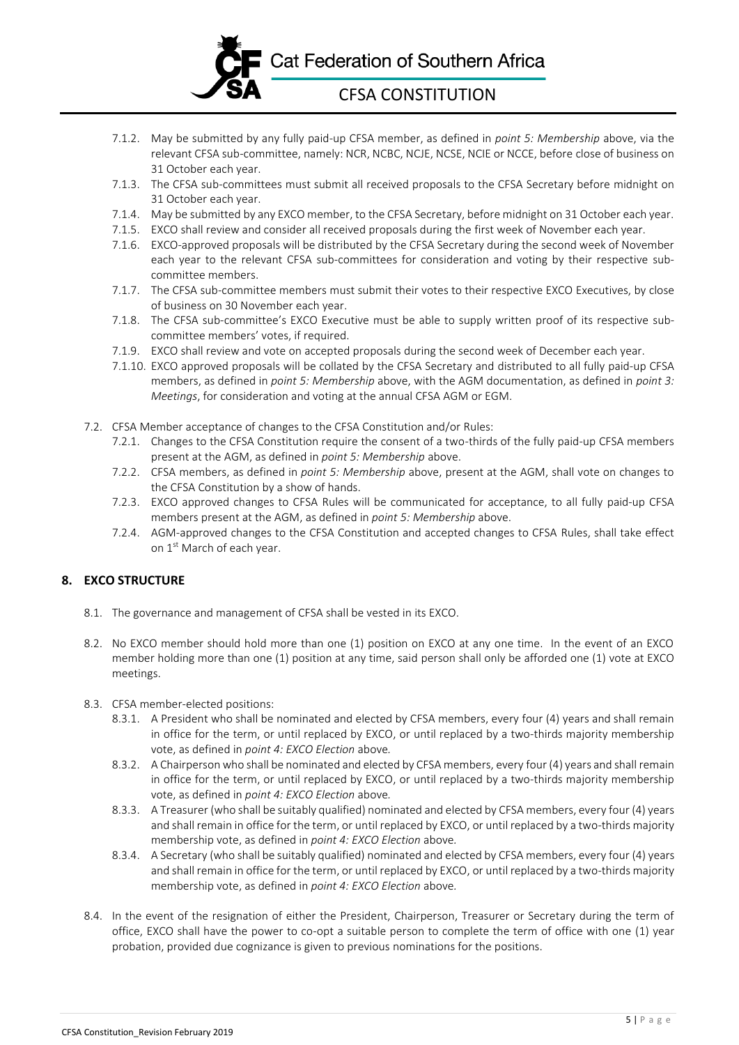- 7.1.2. May be submitted by any fully paid-up CFSA member, as defined in *point 5: Membership* above, via the relevant CFSA sub-committee, namely: NCR, NCBC, NCJE, NCSE, NCIE or NCCE, before close of business on 31 October each year.
- 7.1.3. The CFSA sub-committees must submit all received proposals to the CFSA Secretary before midnight on 31 October each year.
- 7.1.4. May be submitted by any EXCO member, to the CFSA Secretary, before midnight on 31 October each year.
- 7.1.5. EXCO shall review and consider all received proposals during the first week of November each year.
- 7.1.6. EXCO-approved proposals will be distributed by the CFSA Secretary during the second week of November each year to the relevant CFSA sub-committees for consideration and voting by their respective sub-committee members.
- 7.1.7. The CFSA sub-committee members must submit their votes to their respective EXCO Executives, by close of business on 30 November each year.
- 7.1.8. The CFSA sub-committee's EXCO Executive must be able to supply written proof of its respective sub-committee members' votes, if required.
- 7.1.9. EXCO shall review and vote on accepted proposals during the second week of December each year.
- 7.1.10. EXCO approved proposals will be collated by the CFSA Secretary and distributed to all fully paid-up CFSA members, as defined in *point 5: Membership* above, with the AGM documentation, as defined in *point 3: Meetings*, for consideration and voting at the annual CFSA AGM or EGM.

7.2. CFSA Member acceptance of changes to the CFSA Constitution and/or Rules:

- 7.2.1. Changes to the CFSA Constitution require the consent of a two-thirds of the fully paid-up CFSA members present at the AGM, as defined in *point 5: Membership* above.
- 7.2.2. CFSA members, as defined in *point 5: Membership* above, present at the AGM, shall vote on changes to the CFSA Constitution by a show of hands.
- 7.2.3. EXCO approved changes to CFSA Rules will be communicated for acceptance, to all fully paid-up CFSA members present at the AGM, as defined in *point 5: Membership* above.
- 7.2.4. AGM-approved changes to the CFSA Constitution and accepted changes to CFSA Rules, shall take effect on 1st March of each year.

## 8. EXCO STRUCTURE

8.1. The governance and management of CFSA shall be vested in its EXCO.

8.2. No EXCO member should hold more than one (1) position on EXCO at any one time. In the event of an EXCO member holding more than one (1) position at any time, said person shall only be afforded one (1) vote at EXCO meetings.

8.3. CFSA member-elected positions:

- 8.3.1. A President who shall be nominated and elected by CFSA members, every four (4) years and shall remain in office for the term, or until replaced by EXCO, or until replaced by a two-thirds majority membership vote, as defined in *point 4: EXCO Election* above.
- 8.3.2. A Chairperson who shall be nominated and elected by CFSA members, every four (4) years and shall remain in office for the term, or until replaced by EXCO, or until replaced by a two-thirds majority membership vote, as defined in *point 4: EXCO Election* above.
- 8.3.3. A Treasurer (who shall be suitably qualified) nominated and elected by CFSA members, every four (4) years and shall remain in office for the term, or until replaced by EXCO, or until replaced by a two-thirds majority membership vote, as defined in *point 4: EXCO Election* above.
- 8.3.4. A Secretary (who shall be suitably qualified) nominated and elected by CFSA members, every four (4) years and shall remain in office for the term, or until replaced by EXCO, or until replaced by a two-thirds majority membership vote, as defined in *point 4: EXCO Election* above.

8.4. In the event of the resignation of either the President, Chairperson, Treasurer or Secretary during the term of office, EXCO shall have the power to co-opt a suitable person to complete the term of office with one (1) year probation, provided due cognizance is given to previous nominations for the positions.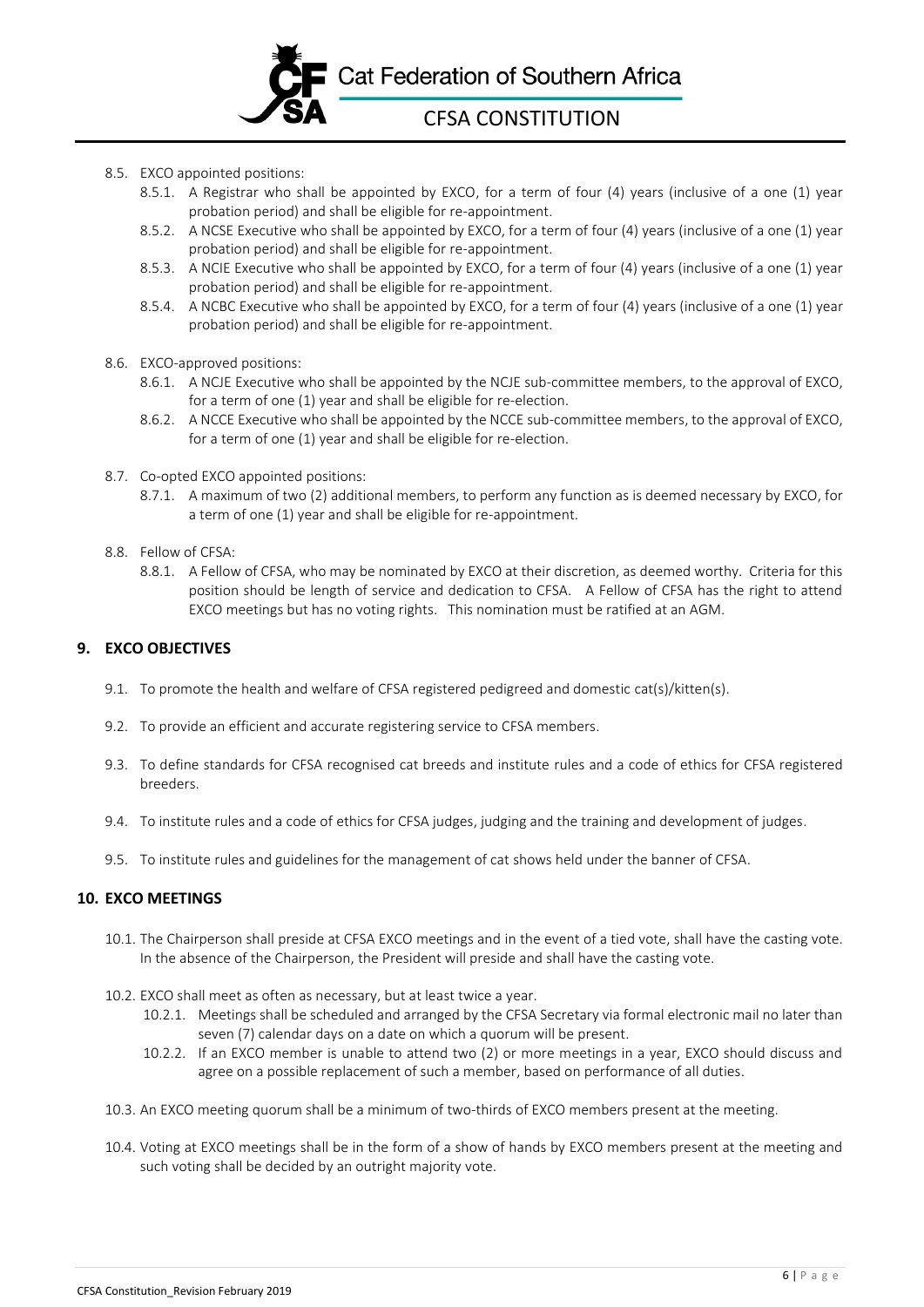- 8.5. EXCO appointed positions:
    - 8.5.1. A Registrar who shall be appointed by EXCO, for a term of four (4) years (inclusive of a one (1) year probation period) and shall be eligible for re-appointment.
    - 8.5.2. A NCSE Executive who shall be appointed by EXCO, for a term of four (4) years (inclusive of a one (1) year probation period) and shall be eligible for re-appointment.
    - 8.5.3. A NCIE Executive who shall be appointed by EXCO, for a term of four (4) years (inclusive of a one (1) year probation period) and shall be eligible for re-appointment.
    - 8.5.4. A NCBC Executive who shall be appointed by EXCO, for a term of four (4) years (inclusive of a one (1) year probation period) and shall be eligible for re-appointment.
- 8.6. EXCO-approved positions:
    - 8.6.1. A NCJE Executive who shall be appointed by the NCJE sub-committee members, to the approval of EXCO, for a term of one (1) year and shall be eligible for re-election.
    - 8.6.2. A NCCE Executive who shall be appointed by the NCCE sub-committee members, to the approval of EXCO, for a term of one (1) year and shall be eligible for re-election.
- 8.7. Co-opted EXCO appointed positions:
    - 8.7.1. A maximum of two (2) additional members, to perform any function as is deemed necessary by EXCO, for a term of one (1) year and shall be eligible for re-appointment.
- 8.8. Fellow of CFSA:
    - 8.8.1. A Fellow of CFSA, who may be nominated by EXCO at their discretion, as deemed worthy. Criteria for this position should be length of service and dedication to CFSA. A Fellow of CFSA has the right to attend EXCO meetings but has no voting rights. This nomination must be ratified at an AGM.

## 9. EXCO OBJECTIVES

- 9.1. To promote the health and welfare of CFSA registered pedigreed and domestic cat(s)/kitten(s).
- 9.2. To provide an efficient and accurate registering service to CFSA members.
- 9.3. To define standards for CFSA recognised cat breeds and institute rules and a code of ethics for CFSA registered breeders.
- 9.4. To institute rules and a code of ethics for CFSA judges, judging and the training and development of judges.
- 9.5. To institute rules and guidelines for the management of cat shows held under the banner of CFSA.

## 10. EXCO MEETINGS

- 10.1. The Chairperson shall preside at CFSA EXCO meetings and in the event of a tied vote, shall have the casting vote. In the absence of the Chairperson, the President will preside and shall have the casting vote.
- 10.2. EXCO shall meet as often as necessary, but at least twice a year.
    - 10.2.1. Meetings shall be scheduled and arranged by the CFSA Secretary via formal electronic mail no later than seven (7) calendar days on a date on which a quorum will be present.
    - 10.2.2. If an EXCO member is unable to attend two (2) or more meetings in a year, EXCO should discuss and agree on a possible replacement of such a member, based on performance of all duties.
- 10.3. An EXCO meeting quorum shall be a minimum of two-thirds of EXCO members present at the meeting.
- 10.4. Voting at EXCO meetings shall be in the form of a show of hands by EXCO members present at the meeting and such voting shall be decided by an outright majority vote.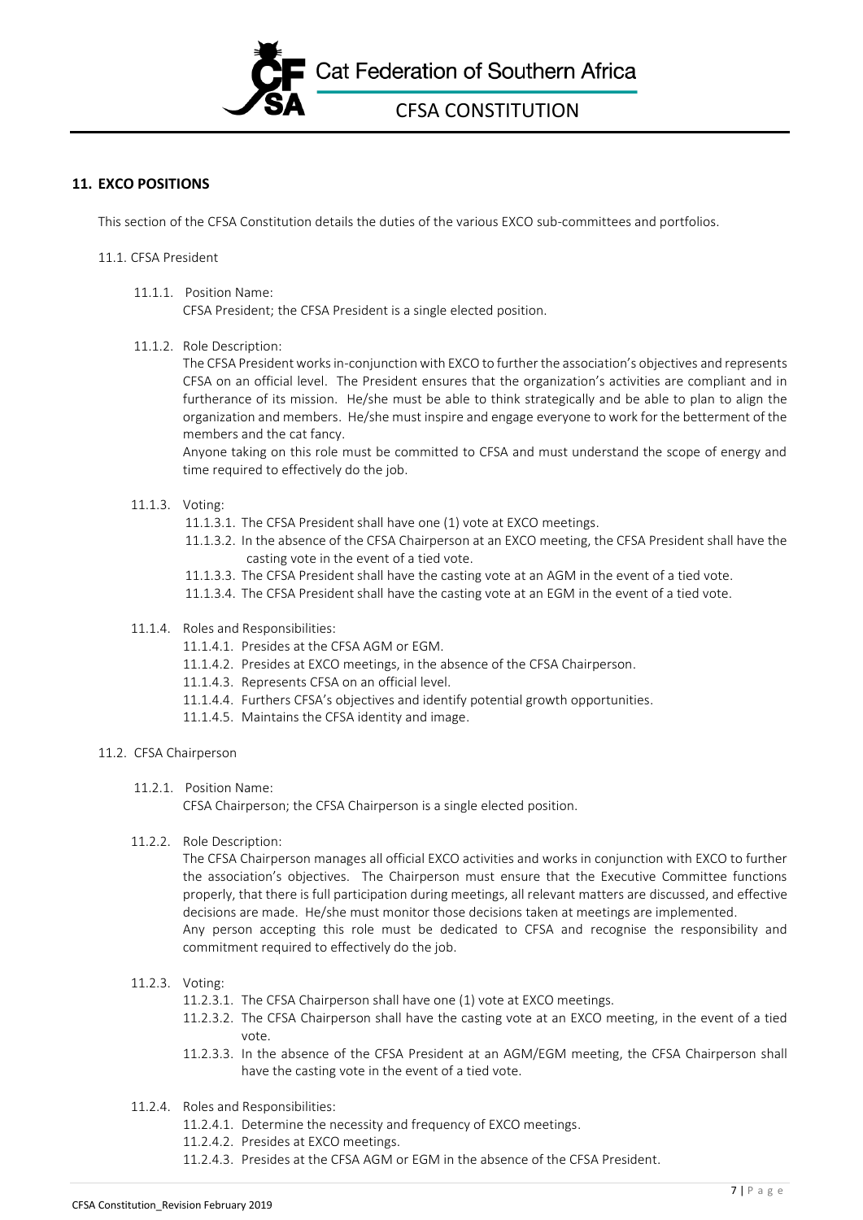## 11. EXCO POSITIONS

This section of the CFSA Constitution details the duties of the various EXCO sub-committees and portfolios.

11.1. CFSA President

11.1.1. Position Name:
CFSA President; the CFSA President is a single elected position.

11.1.2. Role Description:
The CFSA President works in-conjunction with EXCO to further the association's objectives and represents CFSA on an official level. The President ensures that the organization's activities are compliant and in furtherance of its mission. He/she must be able to think strategically and be able to plan to align the organization and members. He/she must inspire and engage everyone to work for the betterment of the members and the cat fancy.
Anyone taking on this role must be committed to CFSA and must understand the scope of energy and time required to effectively do the job.

11.1.3. Voting:

11.1.3.1. The CFSA President shall have one (1) vote at EXCO meetings.

11.1.3.2. In the absence of the CFSA Chairperson at an EXCO meeting, the CFSA President shall have the casting vote in the event of a tied vote.

11.1.3.3. The CFSA President shall have the casting vote at an AGM in the event of a tied vote.

11.1.3.4. The CFSA President shall have the casting vote at an EGM in the event of a tied vote.

11.1.4. Roles and Responsibilities:

11.1.4.1. Presides at the CFSA AGM or EGM.

11.1.4.2. Presides at EXCO meetings, in the absence of the CFSA Chairperson.

11.1.4.3. Represents CFSA on an official level.

11.1.4.4. Furthers CFSA's objectives and identify potential growth opportunities.

11.1.4.5. Maintains the CFSA identity and image.

11.2. CFSA Chairperson

11.2.1. Position Name:
CFSA Chairperson; the CFSA Chairperson is a single elected position.

11.2.2. Role Description:
The CFSA Chairperson manages all official EXCO activities and works in conjunction with EXCO to further the association's objectives. The Chairperson must ensure that the Executive Committee functions properly, that there is full participation during meetings, all relevant matters are discussed, and effective decisions are made. He/she must monitor those decisions taken at meetings are implemented.
Any person accepting this role must be dedicated to CFSA and recognise the responsibility and commitment required to effectively do the job.

11.2.3. Voting:

11.2.3.1. The CFSA Chairperson shall have one (1) vote at EXCO meetings.

11.2.3.2. The CFSA Chairperson shall have the casting vote at an EXCO meeting, in the event of a tied vote.

11.2.3.3. In the absence of the CFSA President at an AGM/EGM meeting, the CFSA Chairperson shall have the casting vote in the event of a tied vote.

11.2.4. Roles and Responsibilities:

11.2.4.1. Determine the necessity and frequency of EXCO meetings.

11.2.4.2. Presides at EXCO meetings.

11.2.4.3. Presides at the CFSA AGM or EGM in the absence of the CFSA President.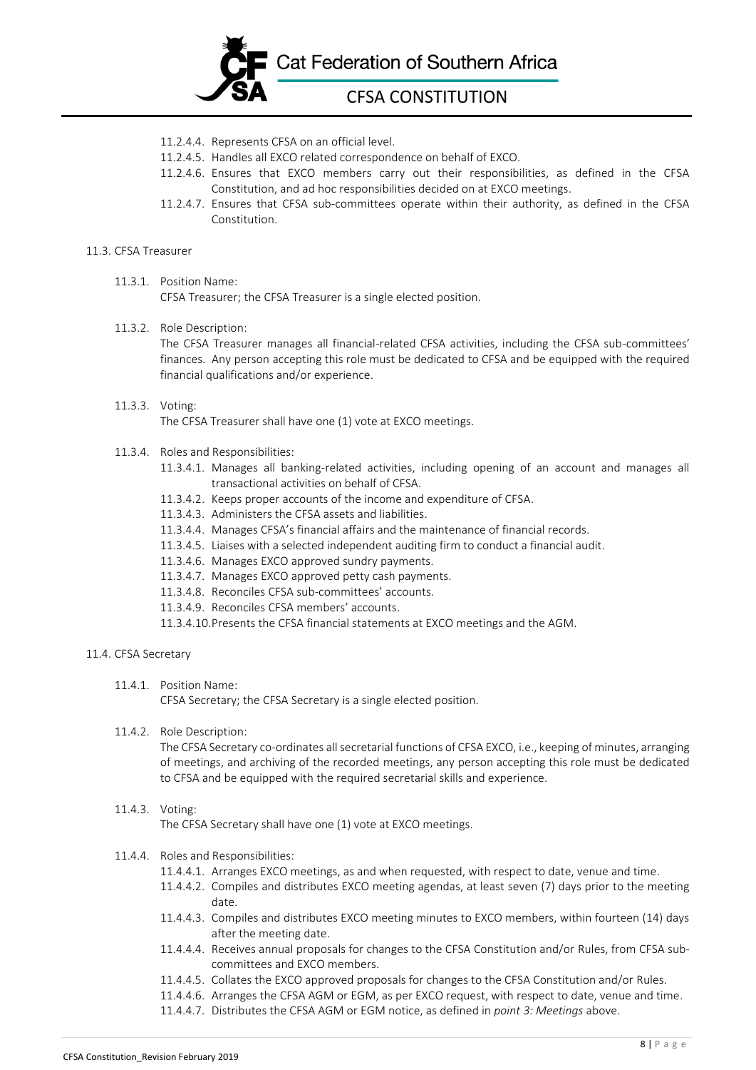- 11.2.4.4. Represents CFSA on an official level.
- 11.2.4.5. Handles all EXCO related correspondence on behalf of EXCO.
- 11.2.4.6. Ensures that EXCO members carry out their responsibilities, as defined in the CFSA Constitution, and ad hoc responsibilities decided on at EXCO meetings.
- 11.2.4.7. Ensures that CFSA sub-committees operate within their authority, as defined in the CFSA Constitution.

### 11.3. CFSA Treasurer

11.3.1. Position Name:
CFSA Treasurer; the CFSA Treasurer is a single elected position.

11.3.2. Role Description:
The CFSA Treasurer manages all financial-related CFSA activities, including the CFSA sub-committees' finances. Any person accepting this role must be dedicated to CFSA and be equipped with the required financial qualifications and/or experience.

11.3.3. Voting:
The CFSA Treasurer shall have one (1) vote at EXCO meetings.

11.3.4. Roles and Responsibilities:

- 11.3.4.1. Manages all banking-related activities, including opening of an account and manages all transactional activities on behalf of CFSA.
- 11.3.4.2. Keeps proper accounts of the income and expenditure of CFSA.
- 11.3.4.3. Administers the CFSA assets and liabilities.
- 11.3.4.4. Manages CFSA's financial affairs and the maintenance of financial records.
- 11.3.4.5. Liaises with a selected independent auditing firm to conduct a financial audit.
- 11.3.4.6. Manages EXCO approved sundry payments.
- 11.3.4.7. Manages EXCO approved petty cash payments.
- 11.3.4.8. Reconciles CFSA sub-committees' accounts.
- 11.3.4.9. Reconciles CFSA members' accounts.
- 11.3.4.10. Presents the CFSA financial statements at EXCO meetings and the AGM.

### 11.4. CFSA Secretary

11.4.1. Position Name:
CFSA Secretary; the CFSA Secretary is a single elected position.

11.4.2. Role Description:
The CFSA Secretary co-ordinates all secretarial functions of CFSA EXCO, i.e., keeping of minutes, arranging of meetings, and archiving of the recorded meetings, any person accepting this role must be dedicated to CFSA and be equipped with the required secretarial skills and experience.

11.4.3. Voting:
The CFSA Secretary shall have one (1) vote at EXCO meetings.

11.4.4. Roles and Responsibilities:

- 11.4.4.1. Arranges EXCO meetings, as and when requested, with respect to date, venue and time.
- 11.4.4.2. Compiles and distributes EXCO meeting agendas, at least seven (7) days prior to the meeting date.
- 11.4.4.3. Compiles and distributes EXCO meeting minutes to EXCO members, within fourteen (14) days after the meeting date.
- 11.4.4.4. Receives annual proposals for changes to the CFSA Constitution and/or Rules, from CFSA sub-committees and EXCO members.
- 11.4.4.5. Collates the EXCO approved proposals for changes to the CFSA Constitution and/or Rules.
- 11.4.4.6. Arranges the CFSA AGM or EGM, as per EXCO request, with respect to date, venue and time.
- 11.4.4.7. Distributes the CFSA AGM or EGM notice, as defined in *point 3: Meetings* above.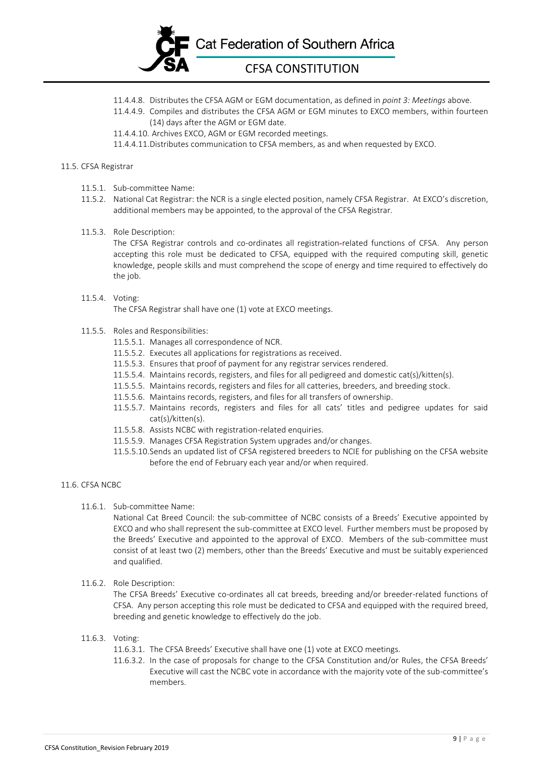11.4.4.8. Distributes the CFSA AGM or EGM documentation, as defined in *point 3: Meetings* above.

11.4.4.9. Compiles and distributes the CFSA AGM or EGM minutes to EXCO members, within fourteen (14) days after the AGM or EGM date.

11.4.4.10. Archives EXCO, AGM or EGM recorded meetings.

11.4.4.11. Distributes communication to CFSA members, as and when requested by EXCO.

11.5. CFSA Registrar

11.5.1. Sub-committee Name:

11.5.2. National Cat Registrar: the NCR is a single elected position, namely CFSA Registrar. At EXCO's discretion, additional members may be appointed, to the approval of the CFSA Registrar.

11.5.3. Role Description:

The CFSA Registrar controls and co-ordinates all registration-related functions of CFSA. Any person accepting this role must be dedicated to CFSA, equipped with the required computing skill, genetic knowledge, people skills and must comprehend the scope of energy and time required to effectively do the job.

11.5.4. Voting:

The CFSA Registrar shall have one (1) vote at EXCO meetings.

11.5.5. Roles and Responsibilities:

11.5.5.1. Manages all correspondence of NCR.

11.5.5.2. Executes all applications for registrations as received.

11.5.5.3. Ensures that proof of payment for any registrar services rendered.

11.5.5.4. Maintains records, registers, and files for all pedigreed and domestic cat(s)/kitten(s).

11.5.5.5. Maintains records, registers and files for all catteries, breeders, and breeding stock.

11.5.5.6. Maintains records, registers, and files for all transfers of ownership.

11.5.5.7. Maintains records, registers and files for all cats' titles and pedigree updates for said cat(s)/kitten(s).

11.5.5.8. Assists NCBC with registration-related enquiries.

11.5.5.9. Manages CFSA Registration System upgrades and/or changes.

11.5.5.10. Sends an updated list of CFSA registered breeders to NCIE for publishing on the CFSA website before the end of February each year and/or when required.

11.6. CFSA NCBC

11.6.1. Sub-committee Name:

National Cat Breed Council: the sub-committee of NCBC consists of a Breeds' Executive appointed by EXCO and who shall represent the sub-committee at EXCO level. Further members must be proposed by the Breeds' Executive and appointed to the approval of EXCO. Members of the sub-committee must consist of at least two (2) members, other than the Breeds' Executive and must be suitably experienced and qualified.

11.6.2. Role Description:

The CFSA Breeds' Executive co-ordinates all cat breeds, breeding and/or breeder-related functions of CFSA. Any person accepting this role must be dedicated to CFSA and equipped with the required breed, breeding and genetic knowledge to effectively do the job.

11.6.3. Voting:

11.6.3.1. The CFSA Breeds' Executive shall have one (1) vote at EXCO meetings.

11.6.3.2. In the case of proposals for change to the CFSA Constitution and/or Rules, the CFSA Breeds' Executive will cast the NCBC vote in accordance with the majority vote of the sub-committee's members.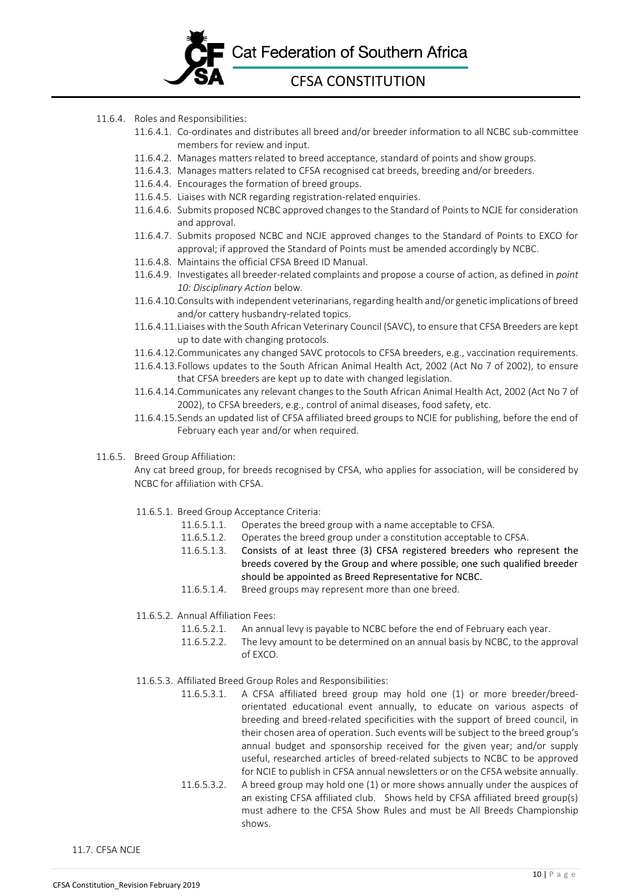- 11.6.4. Roles and Responsibilities:
  - 11.6.4.1. Co-ordinates and distributes all breed and/or breeder information to all NCBC sub-committee members for review and input.
  - 11.6.4.2. Manages matters related to breed acceptance, standard of points and show groups.
  - 11.6.4.3. Manages matters related to CFSA recognised cat breeds, breeding and/or breeders.
  - 11.6.4.4. Encourages the formation of breed groups.
  - 11.6.4.5. Liaises with NCR regarding registration-related enquiries.
  - 11.6.4.6. Submits proposed NCBC approved changes to the Standard of Points to NCJE for consideration and approval.
  - 11.6.4.7. Submits proposed NCBC and NCJE approved changes to the Standard of Points to EXCO for approval; if approved the Standard of Points must be amended accordingly by NCBC.
  - 11.6.4.8. Maintains the official CFSA Breed ID Manual.
  - 11.6.4.9. Investigates all breeder-related complaints and propose a course of action, as defined in *point 10: Disciplinary Action* below.
  - 11.6.4.10. Consults with independent veterinarians, regarding health and/or genetic implications of breed and/or cattery husbandry-related topics.
  - 11.6.4.11. Liaises with the South African Veterinary Council (SAVC), to ensure that CFSA Breeders are kept up to date with changing protocols.
  - 11.6.4.12. Communicates any changed SAVC protocols to CFSA breeders, e.g., vaccination requirements.
  - 11.6.4.13. Follows updates to the South African Animal Health Act, 2002 (Act No 7 of 2002), to ensure that CFSA breeders are kept up to date with changed legislation.
  - 11.6.4.14. Communicates any relevant changes to the South African Animal Health Act, 2002 (Act No 7 of 2002), to CFSA breeders, e.g., control of animal diseases, food safety, etc.
  - 11.6.4.15. Sends an updated list of CFSA affiliated breed groups to NCIE for publishing, before the end of February each year and/or when required.

- 11.6.5. Breed Group Affiliation:

  Any cat breed group, for breeds recognised by CFSA, who applies for association, will be considered by NCBC for affiliation with CFSA.

  - 11.6.5.1. Breed Group Acceptance Criteria:
    - 11.6.5.1.1. Operates the breed group with a name acceptable to CFSA.
    - 11.6.5.1.2. Operates the breed group under a constitution acceptable to CFSA.
    - 11.6.5.1.3. Consists of at least three (3) CFSA registered breeders who represent the breeds covered by the Group and where possible, one such qualified breeder should be appointed as Breed Representative for NCBC.
    - 11.6.5.1.4. Breed groups may represent more than one breed.

  - 11.6.5.2. Annual Affiliation Fees:
    - 11.6.5.2.1. An annual levy is payable to NCBC before the end of February each year.
    - 11.6.5.2.2. The levy amount to be determined on an annual basis by NCBC, to the approval of EXCO.

  - 11.6.5.3. Affiliated Breed Group Roles and Responsibilities:
    - 11.6.5.3.1. A CFSA affiliated breed group may hold one (1) or more breeder/breed-orientated educational event annually, to educate on various aspects of breeding and breed-related specificities with the support of breed council, in their chosen area of operation. Such events will be subject to the breed group's annual budget and sponsorship received for the given year; and/or supply useful, researched articles of breed-related subjects to NCBC to be approved for NCIE to publish in CFSA annual newsletters or on the CFSA website annually.
    - 11.6.5.3.2. A breed group may hold one (1) or more shows annually under the auspices of an existing CFSA affiliated club. Shows held by CFSA affiliated breed group(s) must adhere to the CFSA Show Rules and must be All Breeds Championship shows.

11.7. CFSA NCJE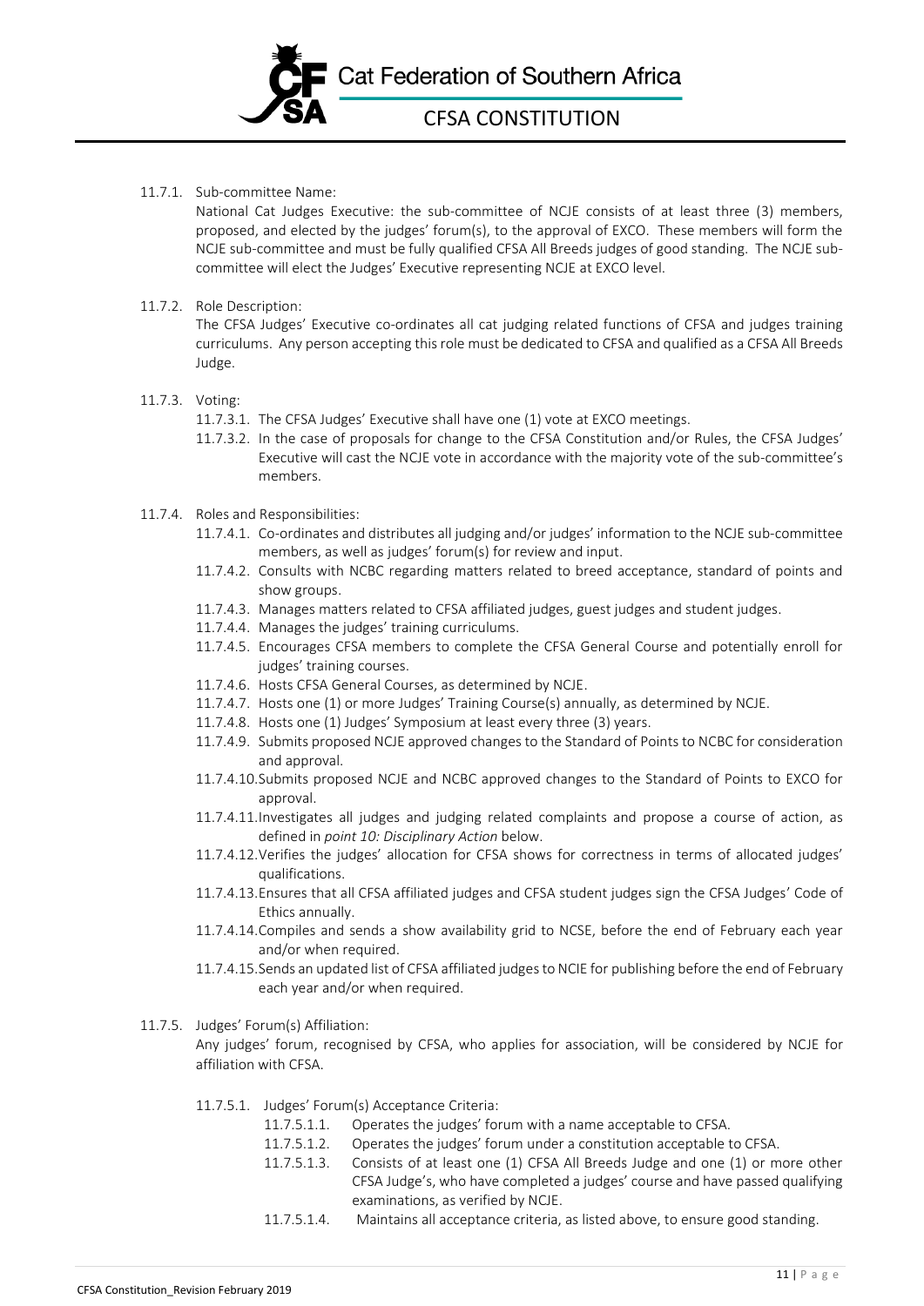11.7.1. Sub-committee Name:

National Cat Judges Executive: the sub-committee of NCJE consists of at least three (3) members, proposed, and elected by the judges' forum(s), to the approval of EXCO. These members will form the NCJE sub-committee and must be fully qualified CFSA All Breeds judges of good standing. The NCJE sub-committee will elect the Judges' Executive representing NCJE at EXCO level.

11.7.2. Role Description:

The CFSA Judges' Executive co-ordinates all cat judging related functions of CFSA and judges training curriculums. Any person accepting this role must be dedicated to CFSA and qualified as a CFSA All Breeds Judge.

11.7.3. Voting:

- 11.7.3.1. The CFSA Judges' Executive shall have one (1) vote at EXCO meetings.
- 11.7.3.2. In the case of proposals for change to the CFSA Constitution and/or Rules, the CFSA Judges' Executive will cast the NCJE vote in accordance with the majority vote of the sub-committee's members.

11.7.4. Roles and Responsibilities:

- 11.7.4.1. Co-ordinates and distributes all judging and/or judges' information to the NCJE sub-committee members, as well as judges' forum(s) for review and input.
- 11.7.4.2. Consults with NCBC regarding matters related to breed acceptance, standard of points and show groups.
- 11.7.4.3. Manages matters related to CFSA affiliated judges, guest judges and student judges.
- 11.7.4.4. Manages the judges' training curriculums.
- 11.7.4.5. Encourages CFSA members to complete the CFSA General Course and potentially enroll for judges' training courses.
- 11.7.4.6. Hosts CFSA General Courses, as determined by NCJE.
- 11.7.4.7. Hosts one (1) or more Judges' Training Course(s) annually, as determined by NCJE.
- 11.7.4.8. Hosts one (1) Judges' Symposium at least every three (3) years.
- 11.7.4.9. Submits proposed NCJE approved changes to the Standard of Points to NCBC for consideration and approval.
- 11.7.4.10. Submits proposed NCJE and NCBC approved changes to the Standard of Points to EXCO for approval.
- 11.7.4.11. Investigates all judges and judging related complaints and propose a course of action, as defined in *point 10: Disciplinary Action* below.
- 11.7.4.12. Verifies the judges' allocation for CFSA shows for correctness in terms of allocated judges' qualifications.
- 11.7.4.13. Ensures that all CFSA affiliated judges and CFSA student judges sign the CFSA Judges' Code of Ethics annually.
- 11.7.4.14. Compiles and sends a show availability grid to NCSE, before the end of February each year and/or when required.
- 11.7.4.15. Sends an updated list of CFSA affiliated judges to NCIE for publishing before the end of February each year and/or when required.

11.7.5. Judges' Forum(s) Affiliation:

Any judges' forum, recognised by CFSA, who applies for association, will be considered by NCJE for affiliation with CFSA.

- 11.7.5.1. Judges' Forum(s) Acceptance Criteria:
  - 11.7.5.1.1. Operates the judges' forum with a name acceptable to CFSA.
  - 11.7.5.1.2. Operates the judges' forum under a constitution acceptable to CFSA.
  - 11.7.5.1.3. Consists of at least one (1) CFSA All Breeds Judge and one (1) or more other CFSA Judge's, who have completed a judges' course and have passed qualifying examinations, as verified by NCJE.
  - 11.7.5.1.4. Maintains all acceptance criteria, as listed above, to ensure good standing.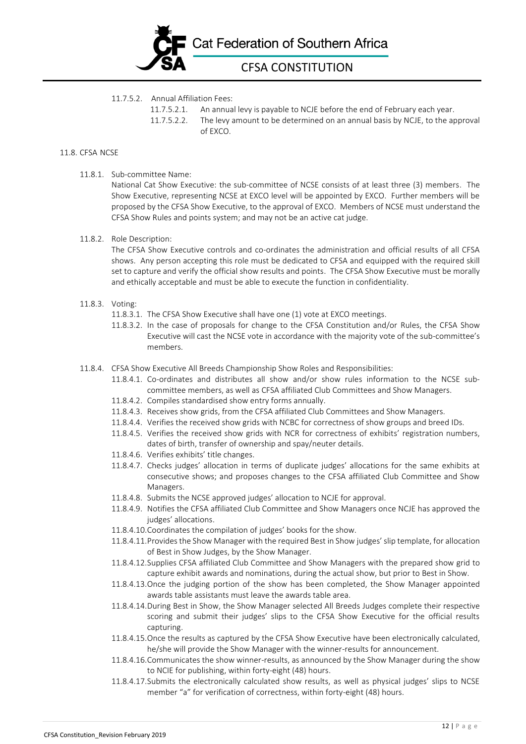11.7.5.2. Annual Affiliation Fees:

11.7.5.2.1. An annual levy is payable to NCJE before the end of February each year.

11.7.5.2.2. The levy amount to be determined on an annual basis by NCJE, to the approval of EXCO.

11.8. CFSA NCSE

11.8.1. Sub-committee Name:

National Cat Show Executive: the sub-committee of NCSE consists of at least three (3) members. The Show Executive, representing NCSE at EXCO level will be appointed by EXCO. Further members will be proposed by the CFSA Show Executive, to the approval of EXCO. Members of NCSE must understand the CFSA Show Rules and points system; and may not be an active cat judge.

11.8.2. Role Description:

The CFSA Show Executive controls and co-ordinates the administration and official results of all CFSA shows. Any person accepting this role must be dedicated to CFSA and equipped with the required skill set to capture and verify the official show results and points. The CFSA Show Executive must be morally and ethically acceptable and must be able to execute the function in confidentiality.

11.8.3. Voting:

11.8.3.1. The CFSA Show Executive shall have one (1) vote at EXCO meetings.

11.8.3.2. In the case of proposals for change to the CFSA Constitution and/or Rules, the CFSA Show Executive will cast the NCSE vote in accordance with the majority vote of the sub-committee's members.

11.8.4. CFSA Show Executive All Breeds Championship Show Roles and Responsibilities:

11.8.4.1. Co-ordinates and distributes all show and/or show rules information to the NCSE sub-committee members, as well as CFSA affiliated Club Committees and Show Managers.

11.8.4.2. Compiles standardised show entry forms annually.

11.8.4.3. Receives show grids, from the CFSA affiliated Club Committees and Show Managers.

11.8.4.4. Verifies the received show grids with NCBC for correctness of show groups and breed IDs.

11.8.4.5. Verifies the received show grids with NCR for correctness of exhibits' registration numbers, dates of birth, transfer of ownership and spay/neuter details.

11.8.4.6. Verifies exhibits' title changes.

11.8.4.7. Checks judges' allocation in terms of duplicate judges' allocations for the same exhibits at consecutive shows; and proposes changes to the CFSA affiliated Club Committee and Show Managers.

11.8.4.8. Submits the NCSE approved judges' allocation to NCJE for approval.

11.8.4.9. Notifies the CFSA affiliated Club Committee and Show Managers once NCJE has approved the judges' allocations.

11.8.4.10. Coordinates the compilation of judges' books for the show.

11.8.4.11. Provides the Show Manager with the required Best in Show judges' slip template, for allocation of Best in Show Judges, by the Show Manager.

11.8.4.12. Supplies CFSA affiliated Club Committee and Show Managers with the prepared show grid to capture exhibit awards and nominations, during the actual show, but prior to Best in Show.

11.8.4.13. Once the judging portion of the show has been completed, the Show Manager appointed awards table assistants must leave the awards table area.

11.8.4.14. During Best in Show, the Show Manager selected All Breeds Judges complete their respective scoring and submit their judges' slips to the CFSA Show Executive for the official results capturing.

11.8.4.15. Once the results as captured by the CFSA Show Executive have been electronically calculated, he/she will provide the Show Manager with the winner-results for announcement.

11.8.4.16. Communicates the show winner-results, as announced by the Show Manager during the show to NCIE for publishing, within forty-eight (48) hours.

11.8.4.17. Submits the electronically calculated show results, as well as physical judges' slips to NCSE member "a" for verification of correctness, within forty-eight (48) hours.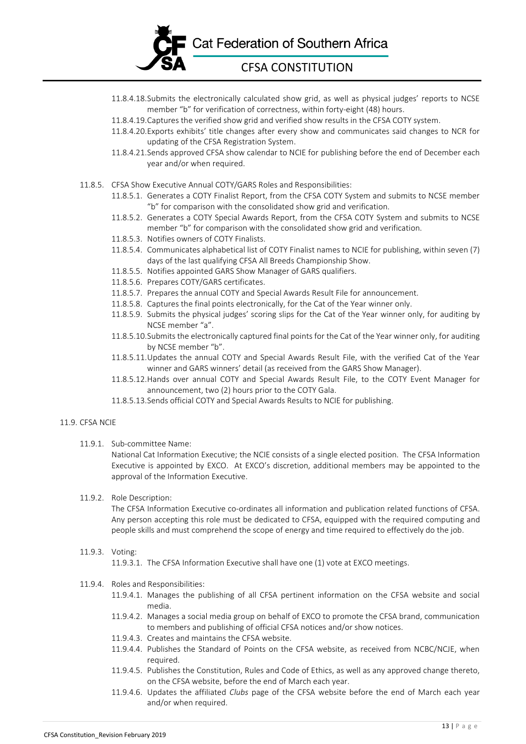11.8.4.18. Submits the electronically calculated show grid, as well as physical judges' reports to NCSE member "b" for verification of correctness, within forty-eight (48) hours.

11.8.4.19. Captures the verified show grid and verified show results in the CFSA COTY system.

11.8.4.20. Exports exhibits' title changes after every show and communicates said changes to NCR for updating of the CFSA Registration System.

11.8.4.21. Sends approved CFSA show calendar to NCIE for publishing before the end of December each year and/or when required.

11.8.5. CFSA Show Executive Annual COTY/GARS Roles and Responsibilities:

11.8.5.1. Generates a COTY Finalist Report, from the CFSA COTY System and submits to NCSE member "b" for comparison with the consolidated show grid and verification.

11.8.5.2. Generates a COTY Special Awards Report, from the CFSA COTY System and submits to NCSE member "b" for comparison with the consolidated show grid and verification.

11.8.5.3. Notifies owners of COTY Finalists.

11.8.5.4. Communicates alphabetical list of COTY Finalist names to NCIE for publishing, within seven (7) days of the last qualifying CFSA All Breeds Championship Show.

11.8.5.5. Notifies appointed GARS Show Manager of GARS qualifiers.

11.8.5.6. Prepares COTY/GARS certificates.

11.8.5.7. Prepares the annual COTY and Special Awards Result File for announcement.

11.8.5.8. Captures the final points electronically, for the Cat of the Year winner only.

11.8.5.9. Submits the physical judges' scoring slips for the Cat of the Year winner only, for auditing by NCSE member "a".

11.8.5.10. Submits the electronically captured final points for the Cat of the Year winner only, for auditing by NCSE member "b".

11.8.5.11. Updates the annual COTY and Special Awards Result File, with the verified Cat of the Year winner and GARS winners' detail (as received from the GARS Show Manager).

11.8.5.12. Hands over annual COTY and Special Awards Result File, to the COTY Event Manager for announcement, two (2) hours prior to the COTY Gala.

11.8.5.13. Sends official COTY and Special Awards Results to NCIE for publishing.

11.9. CFSA NCIE

11.9.1. Sub-committee Name:

National Cat Information Executive; the NCIE consists of a single elected position. The CFSA Information Executive is appointed by EXCO. At EXCO's discretion, additional members may be appointed to the approval of the Information Executive.

11.9.2. Role Description:

The CFSA Information Executive co-ordinates all information and publication related functions of CFSA. Any person accepting this role must be dedicated to CFSA, equipped with the required computing and people skills and must comprehend the scope of energy and time required to effectively do the job.

11.9.3. Voting:

11.9.3.1. The CFSA Information Executive shall have one (1) vote at EXCO meetings.

11.9.4. Roles and Responsibilities:

11.9.4.1. Manages the publishing of all CFSA pertinent information on the CFSA website and social media.

11.9.4.2. Manages a social media group on behalf of EXCO to promote the CFSA brand, communication to members and publishing of official CFSA notices and/or show notices.

11.9.4.3. Creates and maintains the CFSA website.

11.9.4.4. Publishes the Standard of Points on the CFSA website, as received from NCBC/NCJE, when required.

11.9.4.5. Publishes the Constitution, Rules and Code of Ethics, as well as any approved change thereto, on the CFSA website, before the end of March each year.

11.9.4.6. Updates the affiliated *Clubs* page of the CFSA website before the end of March each year and/or when required.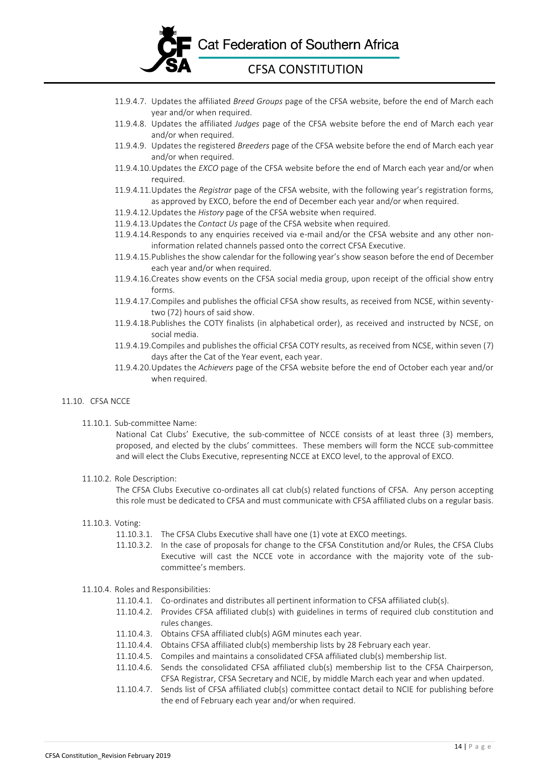- 11.9.4.7. Updates the affiliated *Breed Groups* page of the CFSA website, before the end of March each year and/or when required.
- 11.9.4.8. Updates the affiliated *Judges* page of the CFSA website before the end of March each year and/or when required.
- 11.9.4.9. Updates the registered *Breeders* page of the CFSA website before the end of March each year and/or when required.
- 11.9.4.10. Updates the *EXCO* page of the CFSA website before the end of March each year and/or when required.
- 11.9.4.11. Updates the *Registrar* page of the CFSA website, with the following year's registration forms, as approved by EXCO, before the end of December each year and/or when required.
- 11.9.4.12. Updates the *History* page of the CFSA website when required.
- 11.9.4.13. Updates the *Contact Us* page of the CFSA website when required.
- 11.9.4.14. Responds to any enquiries received via e-mail and/or the CFSA website and any other non-information related channels passed onto the correct CFSA Executive.
- 11.9.4.15. Publishes the show calendar for the following year's show season before the end of December each year and/or when required.
- 11.9.4.16. Creates show events on the CFSA social media group, upon receipt of the official show entry forms.
- 11.9.4.17. Compiles and publishes the official CFSA show results, as received from NCSE, within seventy-two (72) hours of said show.
- 11.9.4.18. Publishes the COTY finalists (in alphabetical order), as received and instructed by NCSE, on social media.
- 11.9.4.19. Compiles and publishes the official CFSA COTY results, as received from NCSE, within seven (7) days after the Cat of the Year event, each year.
- 11.9.4.20. Updates the *Achievers* page of the CFSA website before the end of October each year and/or when required.

## 11.10. CFSA NCCE

### 11.10.1. Sub-committee Name:

National Cat Clubs' Executive, the sub-committee of NCCE consists of at least three (3) members, proposed, and elected by the clubs' committees. These members will form the NCCE sub-committee and will elect the Clubs Executive, representing NCCE at EXCO level, to the approval of EXCO.

### 11.10.2. Role Description:

The CFSA Clubs Executive co-ordinates all cat club(s) related functions of CFSA. Any person accepting this role must be dedicated to CFSA and must communicate with CFSA affiliated clubs on a regular basis.

### 11.10.3. Voting:

- 11.10.3.1. The CFSA Clubs Executive shall have one (1) vote at EXCO meetings.
- 11.10.3.2. In the case of proposals for change to the CFSA Constitution and/or Rules, the CFSA Clubs Executive will cast the NCCE vote in accordance with the majority vote of the sub-committee's members.

### 11.10.4. Roles and Responsibilities:

- 11.10.4.1. Co-ordinates and distributes all pertinent information to CFSA affiliated club(s).
- 11.10.4.2. Provides CFSA affiliated club(s) with guidelines in terms of required club constitution and rules changes.
- 11.10.4.3. Obtains CFSA affiliated club(s) AGM minutes each year.
- 11.10.4.4. Obtains CFSA affiliated club(s) membership lists by 28 February each year.
- 11.10.4.5. Compiles and maintains a consolidated CFSA affiliated club(s) membership list.
- 11.10.4.6. Sends the consolidated CFSA affiliated club(s) membership list to the CFSA Chairperson, CFSA Registrar, CFSA Secretary and NCIE, by middle March each year and when updated.
- 11.10.4.7. Sends list of CFSA affiliated club(s) committee contact detail to NCIE for publishing before the end of February each year and/or when required.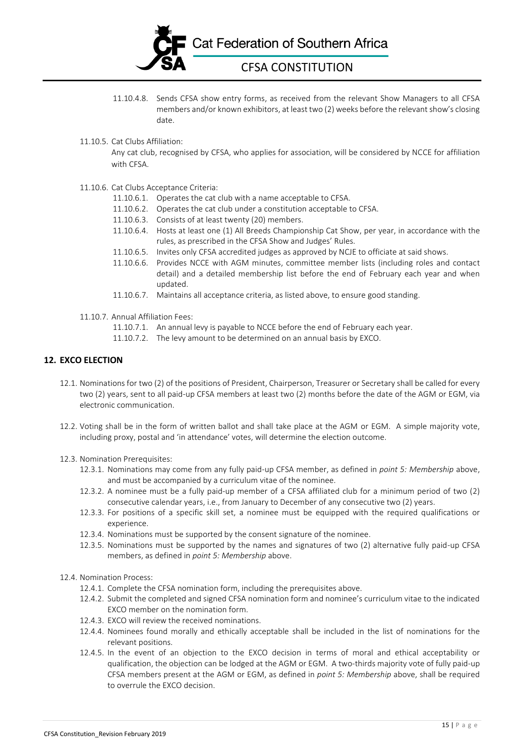11.10.4.8. Sends CFSA show entry forms, as received from the relevant Show Managers to all CFSA members and/or known exhibitors, at least two (2) weeks before the relevant show's closing date.

11.10.5. Cat Clubs Affiliation:

Any cat club, recognised by CFSA, who applies for association, will be considered by NCCE for affiliation with CFSA.

11.10.6. Cat Clubs Acceptance Criteria:

11.10.6.1. Operates the cat club with a name acceptable to CFSA.

11.10.6.2. Operates the cat club under a constitution acceptable to CFSA.

11.10.6.3. Consists of at least twenty (20) members.

11.10.6.4. Hosts at least one (1) All Breeds Championship Cat Show, per year, in accordance with the rules, as prescribed in the CFSA Show and Judges' Rules.

11.10.6.5. Invites only CFSA accredited judges as approved by NCJE to officiate at said shows.

11.10.6.6. Provides NCCE with AGM minutes, committee member lists (including roles and contact detail) and a detailed membership list before the end of February each year and when updated.

11.10.6.7. Maintains all acceptance criteria, as listed above, to ensure good standing.

11.10.7. Annual Affiliation Fees:

11.10.7.1. An annual levy is payable to NCCE before the end of February each year.

11.10.7.2. The levy amount to be determined on an annual basis by EXCO.

## 12. EXCO ELECTION

12.1. Nominations for two (2) of the positions of President, Chairperson, Treasurer or Secretary shall be called for every two (2) years, sent to all paid-up CFSA members at least two (2) months before the date of the AGM or EGM, via electronic communication.

12.2. Voting shall be in the form of written ballot and shall take place at the AGM or EGM. A simple majority vote, including proxy, postal and 'in attendance' votes, will determine the election outcome.

12.3. Nomination Prerequisites:

12.3.1. Nominations may come from any fully paid-up CFSA member, as defined in *point 5: Membership* above, and must be accompanied by a curriculum vitae of the nominee.

12.3.2. A nominee must be a fully paid-up member of a CFSA affiliated club for a minimum period of two (2) consecutive calendar years, i.e., from January to December of any consecutive two (2) years.

12.3.3. For positions of a specific skill set, a nominee must be equipped with the required qualifications or experience.

12.3.4. Nominations must be supported by the consent signature of the nominee.

12.3.5. Nominations must be supported by the names and signatures of two (2) alternative fully paid-up CFSA members, as defined in *point 5: Membership* above.

12.4. Nomination Process:

12.4.1. Complete the CFSA nomination form, including the prerequisites above.

12.4.2. Submit the completed and signed CFSA nomination form and nominee's curriculum vitae to the indicated EXCO member on the nomination form.

12.4.3. EXCO will review the received nominations.

12.4.4. Nominees found morally and ethically acceptable shall be included in the list of nominations for the relevant positions.

12.4.5. In the event of an objection to the EXCO decision in terms of moral and ethical acceptability or qualification, the objection can be lodged at the AGM or EGM. A two-thirds majority vote of fully paid-up CFSA members present at the AGM or EGM, as defined in *point 5: Membership* above, shall be required to overrule the EXCO decision.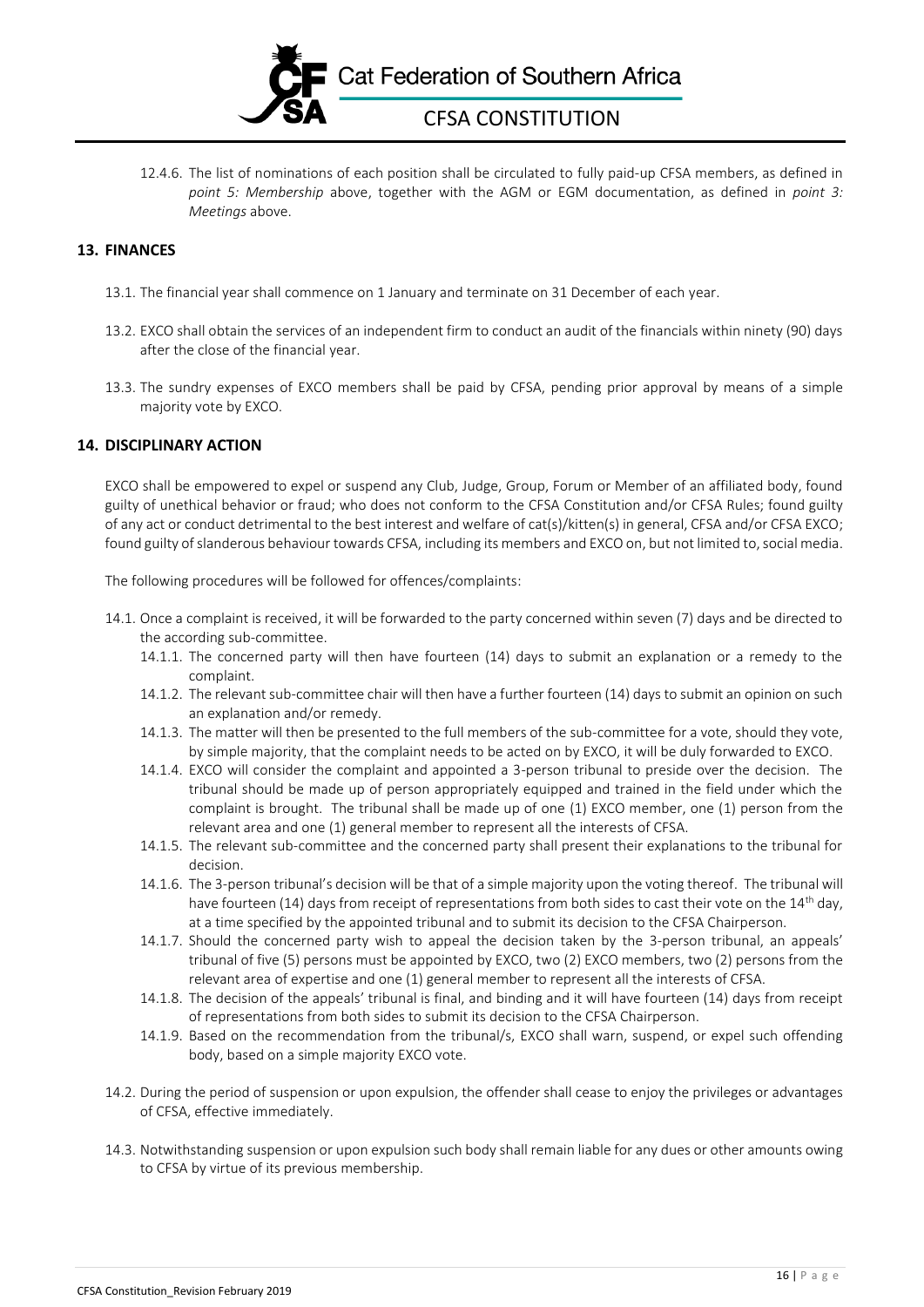12.4.6. The list of nominations of each position shall be circulated to fully paid-up CFSA members, as defined in *point 5: Membership* above, together with the AGM or EGM documentation, as defined in *point 3: Meetings* above.

## 13. FINANCES

13.1. The financial year shall commence on 1 January and terminate on 31 December of each year.

13.2. EXCO shall obtain the services of an independent firm to conduct an audit of the financials within ninety (90) days after the close of the financial year.

13.3. The sundry expenses of EXCO members shall be paid by CFSA, pending prior approval by means of a simple majority vote by EXCO.

## 14. DISCIPLINARY ACTION

EXCO shall be empowered to expel or suspend any Club, Judge, Group, Forum or Member of an affiliated body, found guilty of unethical behavior or fraud; who does not conform to the CFSA Constitution and/or CFSA Rules; found guilty of any act or conduct detrimental to the best interest and welfare of cat(s)/kitten(s) in general, CFSA and/or CFSA EXCO; found guilty of slanderous behaviour towards CFSA, including its members and EXCO on, but not limited to, social media.

The following procedures will be followed for offences/complaints:

14.1. Once a complaint is received, it will be forwarded to the party concerned within seven (7) days and be directed to the according sub-committee.

14.1.1. The concerned party will then have fourteen (14) days to submit an explanation or a remedy to the complaint.

14.1.2. The relevant sub-committee chair will then have a further fourteen (14) days to submit an opinion on such an explanation and/or remedy.

14.1.3. The matter will then be presented to the full members of the sub-committee for a vote, should they vote, by simple majority, that the complaint needs to be acted on by EXCO, it will be duly forwarded to EXCO.

14.1.4. EXCO will consider the complaint and appointed a 3-person tribunal to preside over the decision. The tribunal should be made up of person appropriately equipped and trained in the field under which the complaint is brought. The tribunal shall be made up of one (1) EXCO member, one (1) person from the relevant area and one (1) general member to represent all the interests of CFSA.

14.1.5. The relevant sub-committee and the concerned party shall present their explanations to the tribunal for decision.

14.1.6. The 3-person tribunal's decision will be that of a simple majority upon the voting thereof. The tribunal will have fourteen (14) days from receipt of representations from both sides to cast their vote on the 14th day, at a time specified by the appointed tribunal and to submit its decision to the CFSA Chairperson.

14.1.7. Should the concerned party wish to appeal the decision taken by the 3-person tribunal, an appeals' tribunal of five (5) persons must be appointed by EXCO, two (2) EXCO members, two (2) persons from the relevant area of expertise and one (1) general member to represent all the interests of CFSA.

14.1.8. The decision of the appeals' tribunal is final, and binding and it will have fourteen (14) days from receipt of representations from both sides to submit its decision to the CFSA Chairperson.

14.1.9. Based on the recommendation from the tribunal/s, EXCO shall warn, suspend, or expel such offending body, based on a simple majority EXCO vote.

14.2. During the period of suspension or upon expulsion, the offender shall cease to enjoy the privileges or advantages of CFSA, effective immediately.

14.3. Notwithstanding suspension or upon expulsion such body shall remain liable for any dues or other amounts owing to CFSA by virtue of its previous membership.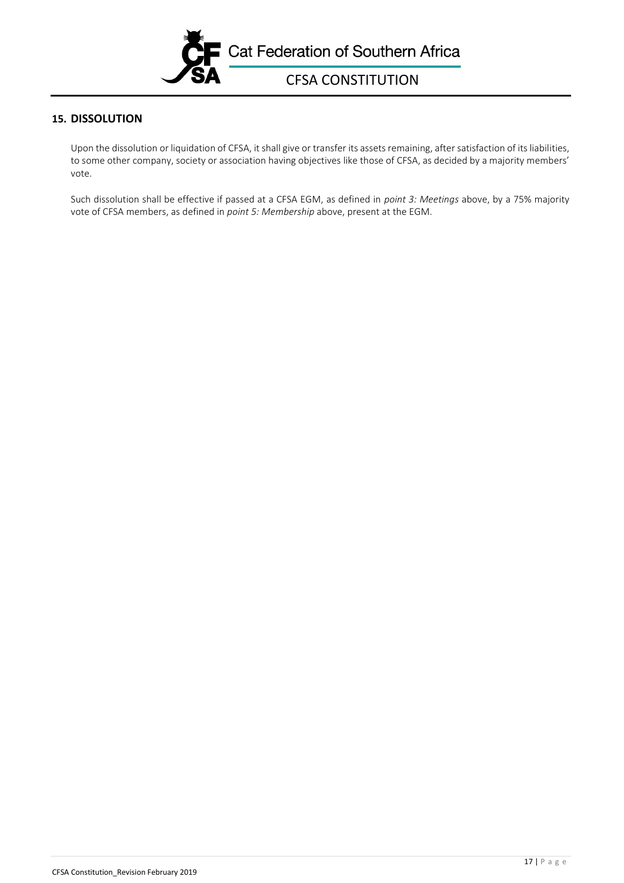## 15. DISSOLUTION

Upon the dissolution or liquidation of CFSA, it shall give or transfer its assets remaining, after satisfaction of its liabilities, to some other company, society or association having objectives like those of CFSA, as decided by a majority members' vote.

Such dissolution shall be effective if passed at a CFSA EGM, as defined in *point 3: Meetings* above, by a 75% majority vote of CFSA members, as defined in *point 5: Membership* above, present at the EGM.